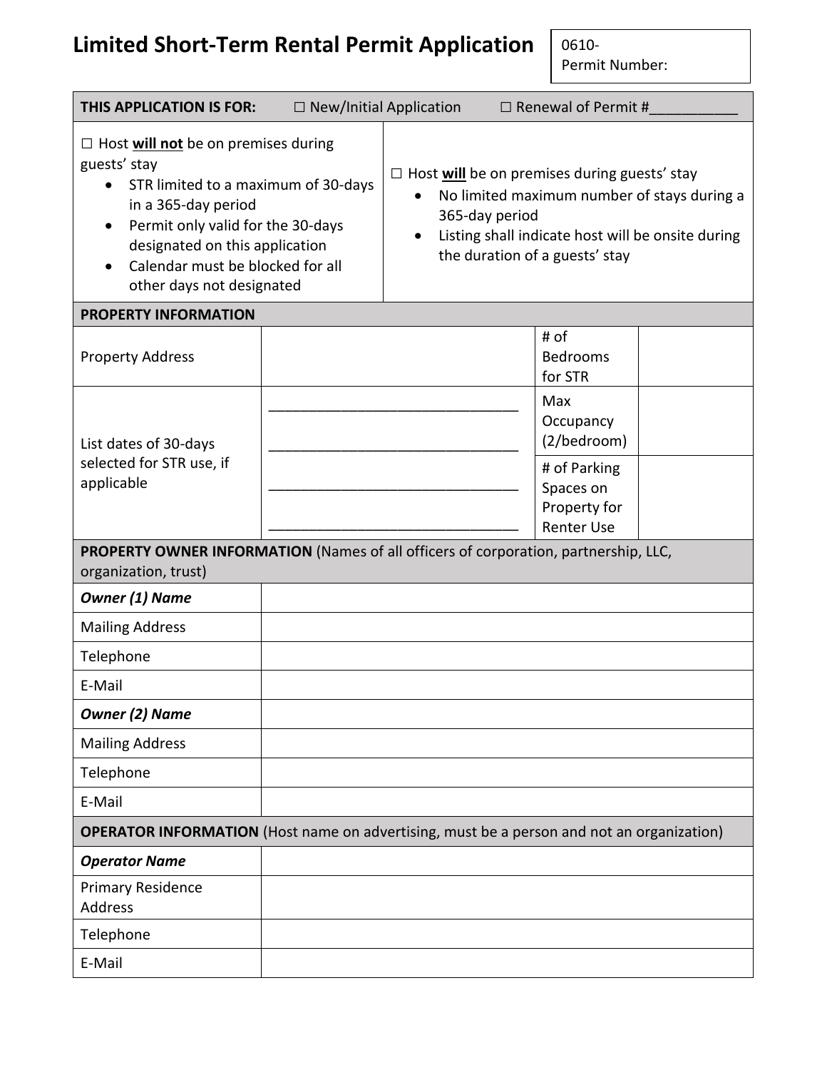# Limited Short-Term Rental Permit Application

| 0610- |
|---|
| Permit Number: |

| **THIS APPLICATION IS FOR:** ☐ New/Initial Application ☐ Renewal of Permit #___________ | |
|---|---|
| ☐ Host **will not** be on premises during guests' stay<br>• STR limited to a maximum of 30-days in a 365-day period<br>• Permit only valid for the 30-days designated on this application<br>• Calendar must be blocked for all other days not designated | ☐ Host **will** be on premises during guests' stay<br>• No limited maximum number of stays during a 365-day period<br>• Listing shall indicate host will be onsite during the duration of a guests' stay |

| **PROPERTY INFORMATION** | | | |
|---|---|---|---|
| Property Address | | # of Bedrooms for STR | |
| List dates of 30-days selected for STR use, if applicable | ________________________________<br>________________________________<br>________________________________<br>________________________________ | Max Occupancy (2/bedroom) | |
| | | # of Parking Spaces on Property for Renter Use | |

| **PROPERTY OWNER INFORMATION** (Names of all officers of corporation, partnership, LLC, organization, trust) | |
|---|---|
| ***Owner (1) Name*** | |
| Mailing Address | |
| Telephone | |
| E-Mail | |
| ***Owner (2) Name*** | |
| Mailing Address | |
| Telephone | |
| E-Mail | |

| **OPERATOR INFORMATION** (Host name on advertising, must be a person and not an organization) | |
|---|---|
| ***Operator Name*** | |
| Primary Residence Address | |
| Telephone | |
| E-Mail | |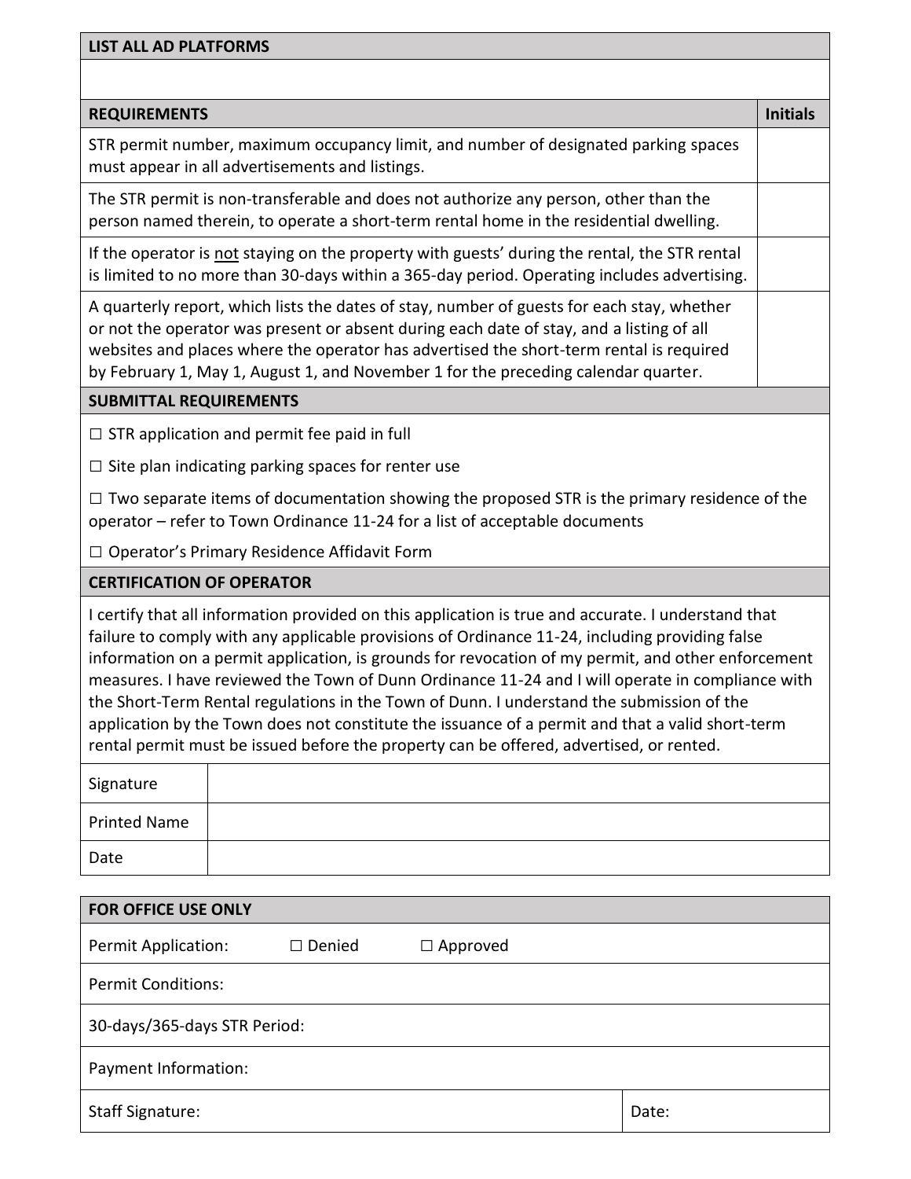| LIST ALL AD PLATFORMS |
| --- |
| |

| REQUIREMENTS | Initials |
| --- | --- |
| STR permit number, maximum occupancy limit, and number of designated parking spaces must appear in all advertisements and listings. | |
| The STR permit is non-transferable and does not authorize any person, other than the person named therein, to operate a short-term rental home in the residential dwelling. | |
| If the operator is <u>not</u> staying on the property with guests' during the rental, the STR rental is limited to no more than 30-days within a 365-day period. Operating includes advertising. | |
| A quarterly report, which lists the dates of stay, number of guests for each stay, whether or not the operator was present or absent during each date of stay, and a listing of all websites and places where the operator has advertised the short-term rental is required by February 1, May 1, August 1, and November 1 for the preceding calendar quarter. | |

**SUBMITTAL REQUIREMENTS**

- ☐ STR application and permit fee paid in full
- ☐ Site plan indicating parking spaces for renter use
- ☐ Two separate items of documentation showing the proposed STR is the primary residence of the operator – refer to Town Ordinance 11-24 for a list of acceptable documents
- ☐ Operator's Primary Residence Affidavit Form

**CERTIFICATION OF OPERATOR**

I certify that all information provided on this application is true and accurate. I understand that failure to comply with any applicable provisions of Ordinance 11-24, including providing false information on a permit application, is grounds for revocation of my permit, and other enforcement measures. I have reviewed the Town of Dunn Ordinance 11-24 and I will operate in compliance with the Short-Term Rental regulations in the Town of Dunn. I understand the submission of the application by the Town does not constitute the issuance of a permit and that a valid short-term rental permit must be issued before the property can be offered, advertised, or rented.

| | |
| --- | --- |
| Signature | |
| Printed Name | |
| Date | |

| FOR OFFICE USE ONLY | |
| --- | --- |
| Permit Application: ☐ Denied ☐ Approved | |
| Permit Conditions: | |
| 30-days/365-days STR Period: | |
| Payment Information: | |
| Staff Signature: | Date: |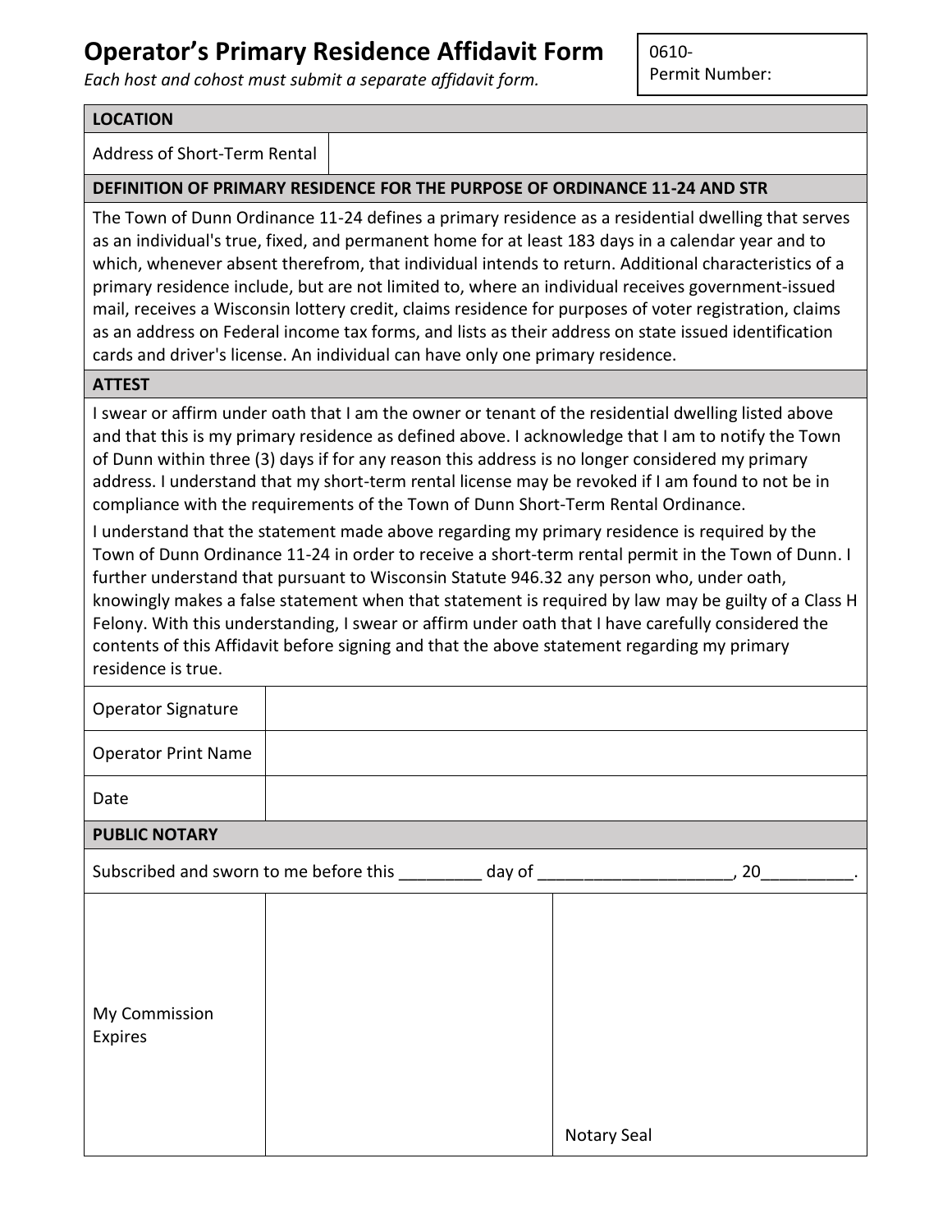# Operator's Primary Residence Affidavit Form

*Each host and cohost must submit a separate affidavit form.*

| |
|---|
| 0610- |
| Permit Number: |

**LOCATION**

| | |
|---|---|
| Address of Short-Term Rental | |

**DEFINITION OF PRIMARY RESIDENCE FOR THE PURPOSE OF ORDINANCE 11-24 AND STR**

The Town of Dunn Ordinance 11-24 defines a primary residence as a residential dwelling that serves as an individual's true, fixed, and permanent home for at least 183 days in a calendar year and to which, whenever absent therefrom, that individual intends to return. Additional characteristics of a primary residence include, but are not limited to, where an individual receives government-issued mail, receives a Wisconsin lottery credit, claims residence for purposes of voter registration, claims as an address on Federal income tax forms, and lists as their address on state issued identification cards and driver's license. An individual can have only one primary residence.

**ATTEST**

I swear or affirm under oath that I am the owner or tenant of the residential dwelling listed above and that this is my primary residence as defined above. I acknowledge that I am to notify the Town of Dunn within three (3) days if for any reason this address is no longer considered my primary address. I understand that my short-term rental license may be revoked if I am found to not be in compliance with the requirements of the Town of Dunn Short-Term Rental Ordinance.

I understand that the statement made above regarding my primary residence is required by the Town of Dunn Ordinance 11-24 in order to receive a short-term rental permit in the Town of Dunn. I further understand that pursuant to Wisconsin Statute 946.32 any person who, under oath, knowingly makes a false statement when that statement is required by law may be guilty of a Class H Felony. With this understanding, I swear or affirm under oath that I have carefully considered the contents of this Affidavit before signing and that the above statement regarding my primary residence is true.

| | |
|---|---|
| Operator Signature | |
| Operator Print Name | |
| Date | |

**PUBLIC NOTARY**

Subscribed and sworn to me before this _________ day of _____________________, 20__________.

| | | |
|---|---|---|
| My Commission Expires | | Notary Seal |